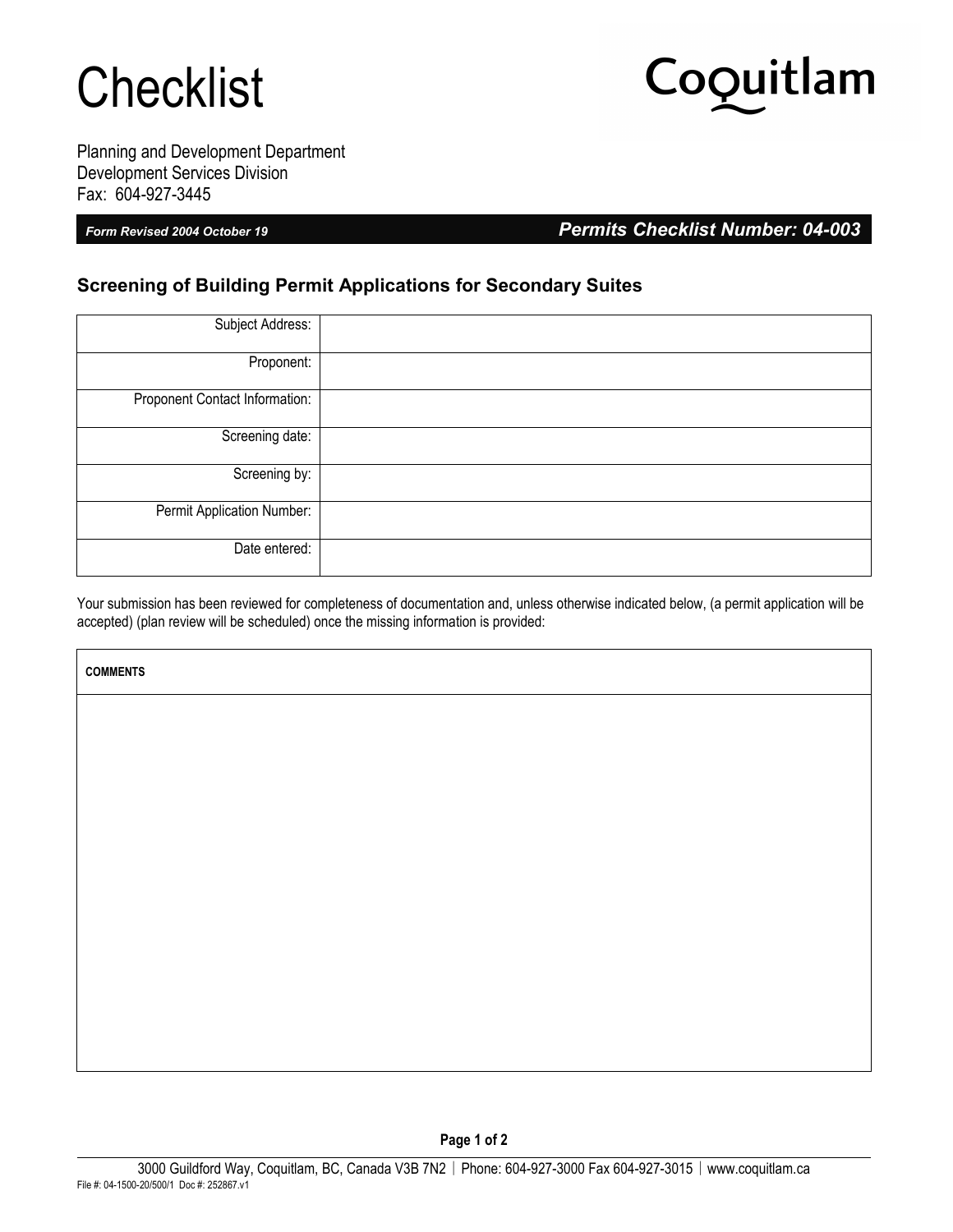# Checklist

Coquitlam

Planning and Development Department
Development Services Division
Fax: 604-927-3445

*Form Revised 2004 October 19*

***Permits Checklist Number: 04-003***

## Screening of Building Permit Applications for Secondary Suites

| | |
|---|---|
| Subject Address: | |
| Proponent: | |
| Proponent Contact Information: | |
| Screening date: | |
| Screening by: | |
| Permit Application Number: | |
| Date entered: | |

Your submission has been reviewed for completeness of documentation and, unless otherwise indicated below, (a permit application will be accepted) (plan review will be scheduled) once the missing information is provided:

| COMMENTS |
|---|
| |

3000 Guildford Way, Coquitlam, BC, Canada V3B 7N2 | Phone: 604-927-3000 Fax 604-927-3015 | www.coquitlam.ca
File #: 04-1500-20/500/1 Doc #: 252867.v1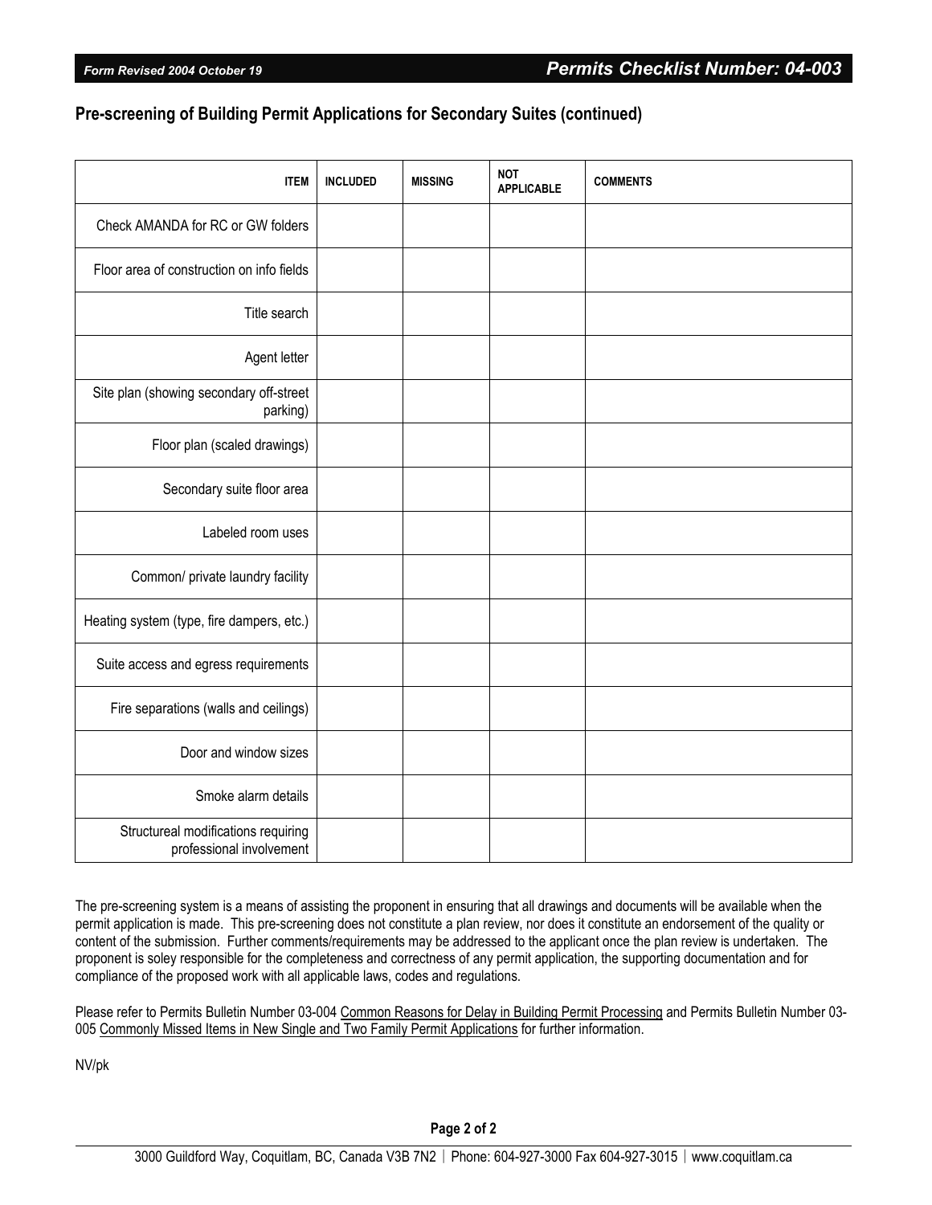## Pre-screening of Building Permit Applications for Secondary Suites (continued)

| ITEM | INCLUDED | MISSING | NOT APPLICABLE | COMMENTS |
|---|---|---|---|---|
| Check AMANDA for RC or GW folders | | | | |
| Floor area of construction on info fields | | | | |
| Title search | | | | |
| Agent letter | | | | |
| Site plan (showing secondary off-street parking) | | | | |
| Floor plan (scaled drawings) | | | | |
| Secondary suite floor area | | | | |
| Labeled room uses | | | | |
| Common/ private laundry facility | | | | |
| Heating system (type, fire dampers, etc.) | | | | |
| Suite access and egress requirements | | | | |
| Fire separations (walls and ceilings) | | | | |
| Door and window sizes | | | | |
| Smoke alarm details | | | | |
| Structureal modifications requiring professional involvement | | | | |

The pre-screening system is a means of assisting the proponent in ensuring that all drawings and documents will be available when the permit application is made. This pre-screening does not constitute a plan review, nor does it constitute an endorsement of the quality or content of the submission. Further comments/requirements may be addressed to the applicant once the plan review is undertaken. The proponent is soley responsible for the completeness and correctness of any permit application, the supporting documentation and for compliance of the proposed work with all applicable laws, codes and regulations.

Please refer to Permits Bulletin Number 03-004 Common Reasons for Delay in Building Permit Processing and Permits Bulletin Number 03-005 Commonly Missed Items in New Single and Two Family Permit Applications for further information.

NV/pk